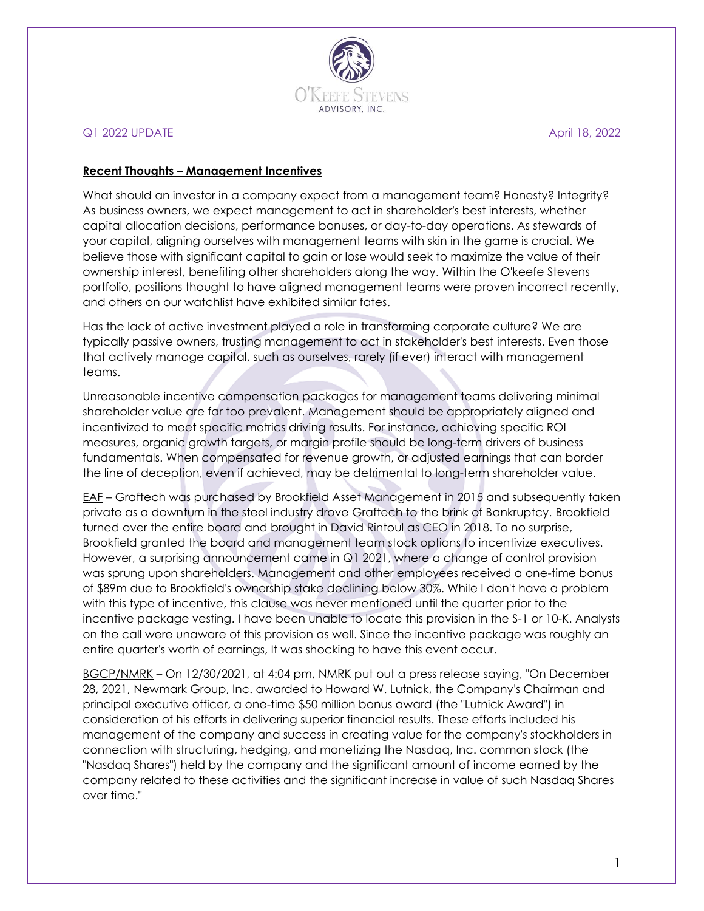O'KEEFE STEVENS
ADVISORY, INC.

Q1 2022 UPDATE April 18, 2022

**Recent Thoughts – Management Incentives**

What should an investor in a company expect from a management team? Honesty? Integrity? As business owners, we expect management to act in shareholder's best interests, whether capital allocation decisions, performance bonuses, or day-to-day operations. As stewards of your capital, aligning ourselves with management teams with skin in the game is crucial. We believe those with significant capital to gain or lose would seek to maximize the value of their ownership interest, benefiting other shareholders along the way. Within the O'keefe Stevens portfolio, positions thought to have aligned management teams were proven incorrect recently, and others on our watchlist have exhibited similar fates.

Has the lack of active investment played a role in transforming corporate culture? We are typically passive owners, trusting management to act in stakeholder's best interests. Even those that actively manage capital, such as ourselves, rarely (if ever) interact with management teams.

Unreasonable incentive compensation packages for management teams delivering minimal shareholder value are far too prevalent. Management should be appropriately aligned and incentivized to meet specific metrics driving results. For instance, achieving specific ROI measures, organic growth targets, or margin profile should be long-term drivers of business fundamentals. When compensated for revenue growth, or adjusted earnings that can border the line of deception, even if achieved, may be detrimental to long-term shareholder value.

<u>EAF</u> – Graftech was purchased by Brookfield Asset Management in 2015 and subsequently taken private as a downturn in the steel industry drove Graftech to the brink of Bankruptcy. Brookfield turned over the entire board and brought in David Rintoul as CEO in 2018. To no surprise, Brookfield granted the board and management team stock options to incentivize executives. However, a surprising announcement came in Q1 2021, where a change of control provision was sprung upon shareholders. Management and other employees received a one-time bonus of $89m due to Brookfield's ownership stake declining below 30%. While I don't have a problem with this type of incentive, this clause was never mentioned until the quarter prior to the incentive package vesting. I have been unable to locate this provision in the S-1 or 10-K. Analysts on the call were unaware of this provision as well. Since the incentive package was roughly an entire quarter's worth of earnings, It was shocking to have this event occur.

<u>BGCP/NMRK</u> – On 12/30/2021, at 4:04 pm, NMRK put out a press release saying, "On December 28, 2021, Newmark Group, Inc. awarded to Howard W. Lutnick, the Company's Chairman and principal executive officer, a one-time $50 million bonus award (the "Lutnick Award") in consideration of his efforts in delivering superior financial results. These efforts included his management of the company and success in creating value for the company's stockholders in connection with structuring, hedging, and monetizing the Nasdaq, Inc. common stock (the "Nasdaq Shares") held by the company and the significant amount of income earned by the company related to these activities and the significant increase in value of such Nasdaq Shares over time."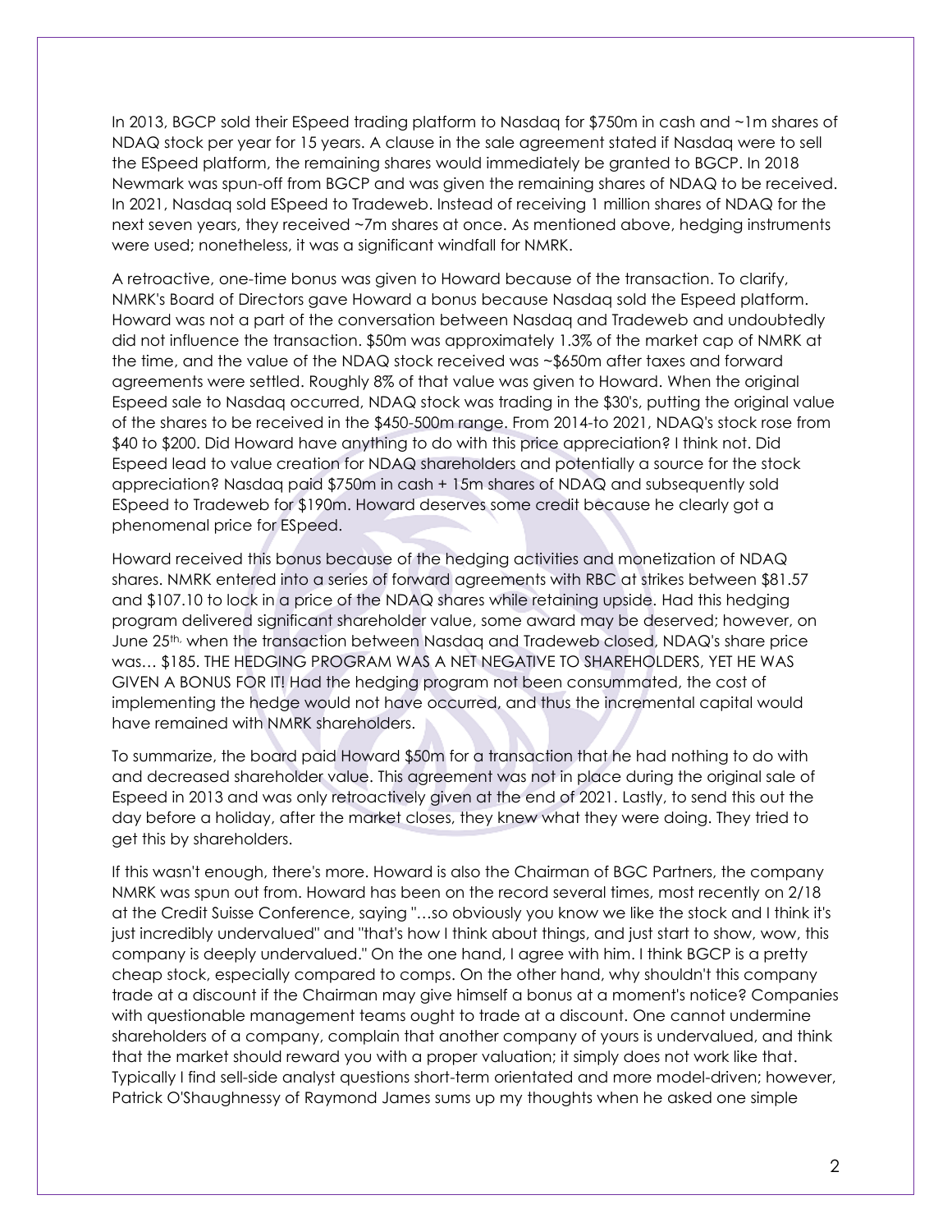In 2013, BGCP sold their ESpeed trading platform to Nasdaq for $750m in cash and ~1m shares of NDAQ stock per year for 15 years. A clause in the sale agreement stated if Nasdaq were to sell the ESpeed platform, the remaining shares would immediately be granted to BGCP. In 2018 Newmark was spun-off from BGCP and was given the remaining shares of NDAQ to be received. In 2021, Nasdaq sold ESpeed to Tradeweb. Instead of receiving 1 million shares of NDAQ for the next seven years, they received ~7m shares at once. As mentioned above, hedging instruments were used; nonetheless, it was a significant windfall for NMRK.

A retroactive, one-time bonus was given to Howard because of the transaction. To clarify, NMRK's Board of Directors gave Howard a bonus because Nasdaq sold the Espeed platform. Howard was not a part of the conversation between Nasdaq and Tradeweb and undoubtedly did not influence the transaction. $50m was approximately 1.3% of the market cap of NMRK at the time, and the value of the NDAQ stock received was ~$650m after taxes and forward agreements were settled. Roughly 8% of that value was given to Howard. When the original Espeed sale to Nasdaq occurred, NDAQ stock was trading in the $30's, putting the original value of the shares to be received in the $450-500m range. From 2014-to 2021, NDAQ's stock rose from $40 to $200. Did Howard have anything to do with this price appreciation? I think not. Did Espeed lead to value creation for NDAQ shareholders and potentially a source for the stock appreciation? Nasdaq paid $750m in cash + 15m shares of NDAQ and subsequently sold ESpeed to Tradeweb for $190m. Howard deserves some credit because he clearly got a phenomenal price for ESpeed.

Howard received this bonus because of the hedging activities and monetization of NDAQ shares. NMRK entered into a series of forward agreements with RBC at strikes between $81.57 and $107.10 to lock in a price of the NDAQ shares while retaining upside. Had this hedging program delivered significant shareholder value, some award may be deserved; however, on June 25th, when the transaction between Nasdaq and Tradeweb closed, NDAQ's share price was… $185. THE HEDGING PROGRAM WAS A NET NEGATIVE TO SHAREHOLDERS, YET HE WAS GIVEN A BONUS FOR IT! Had the hedging program not been consummated, the cost of implementing the hedge would not have occurred, and thus the incremental capital would have remained with NMRK shareholders.

To summarize, the board paid Howard $50m for a transaction that he had nothing to do with and decreased shareholder value. This agreement was not in place during the original sale of Espeed in 2013 and was only retroactively given at the end of 2021. Lastly, to send this out the day before a holiday, after the market closes, they knew what they were doing. They tried to get this by shareholders.

If this wasn't enough, there's more. Howard is also the Chairman of BGC Partners, the company NMRK was spun out from. Howard has been on the record several times, most recently on 2/18 at the Credit Suisse Conference, saying "…so obviously you know we like the stock and I think it's just incredibly undervalued" and "that's how I think about things, and just start to show, wow, this company is deeply undervalued." On the one hand, I agree with him. I think BGCP is a pretty cheap stock, especially compared to comps. On the other hand, why shouldn't this company trade at a discount if the Chairman may give himself a bonus at a moment's notice? Companies with questionable management teams ought to trade at a discount. One cannot undermine shareholders of a company, complain that another company of yours is undervalued, and think that the market should reward you with a proper valuation; it simply does not work like that. Typically I find sell-side analyst questions short-term orientated and more model-driven; however, Patrick O'Shaughnessy of Raymond James sums up my thoughts when he asked one simple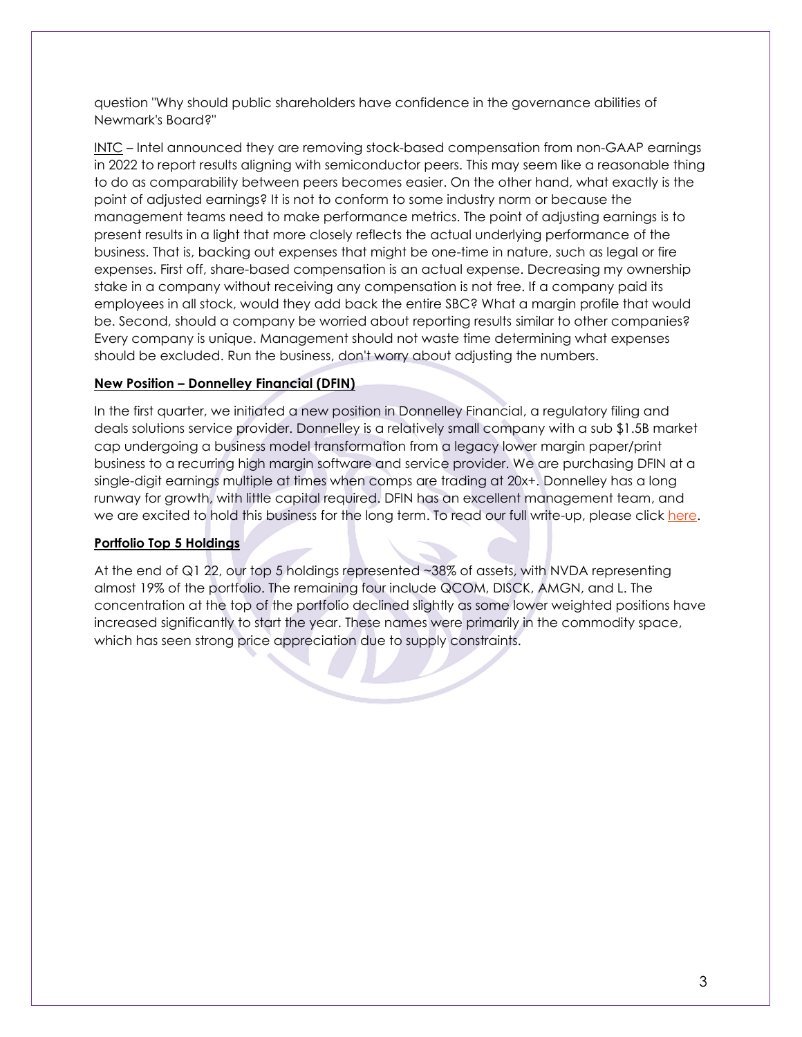question "Why should public shareholders have confidence in the governance abilities of Newmark's Board?"

INTC – Intel announced they are removing stock-based compensation from non-GAAP earnings in 2022 to report results aligning with semiconductor peers. This may seem like a reasonable thing to do as comparability between peers becomes easier. On the other hand, what exactly is the point of adjusted earnings? It is not to conform to some industry norm or because the management teams need to make performance metrics. The point of adjusting earnings is to present results in a light that more closely reflects the actual underlying performance of the business. That is, backing out expenses that might be one-time in nature, such as legal or fire expenses. First off, share-based compensation is an actual expense. Decreasing my ownership stake in a company without receiving any compensation is not free. If a company paid its employees in all stock, would they add back the entire SBC? What a margin profile that would be. Second, should a company be worried about reporting results similar to other companies? Every company is unique. Management should not waste time determining what expenses should be excluded. Run the business, don't worry about adjusting the numbers.

**New Position – Donnelley Financial (DFIN)**

In the first quarter, we initiated a new position in Donnelley Financial, a regulatory filing and deals solutions service provider. Donnelley is a relatively small company with a sub $1.5B market cap undergoing a business model transformation from a legacy lower margin paper/print business to a recurring high margin software and service provider. We are purchasing DFIN at a single-digit earnings multiple at times when comps are trading at 20x+. Donnelley has a long runway for growth, with little capital required. DFIN has an excellent management team, and we are excited to hold this business for the long term. To read our full write-up, please click here.

**Portfolio Top 5 Holdings**

At the end of Q1 22, our top 5 holdings represented ~38% of assets, with NVDA representing almost 19% of the portfolio. The remaining four include QCOM, DISCK, AMGN, and L. The concentration at the top of the portfolio declined slightly as some lower weighted positions have increased significantly to start the year. These names were primarily in the commodity space, which has seen strong price appreciation due to supply constraints.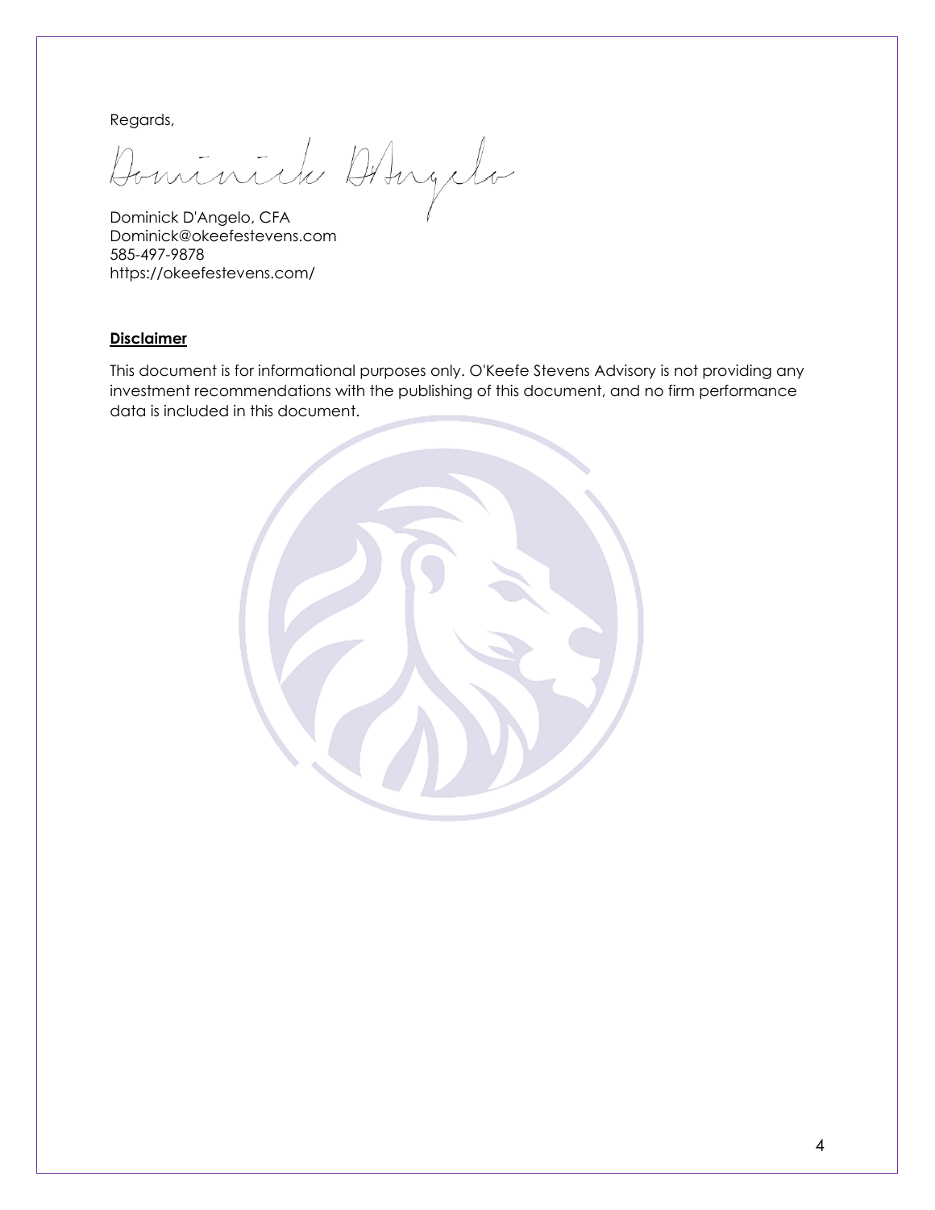Regards,

Dominick D'Angelo, CFA
Dominick@okeefestevens.com
585-497-9878
https://okeefestevens.com/

**Disclaimer**

This document is for informational purposes only. O'Keefe Stevens Advisory is not providing any investment recommendations with the publishing of this document, and no firm performance data is included in this document.